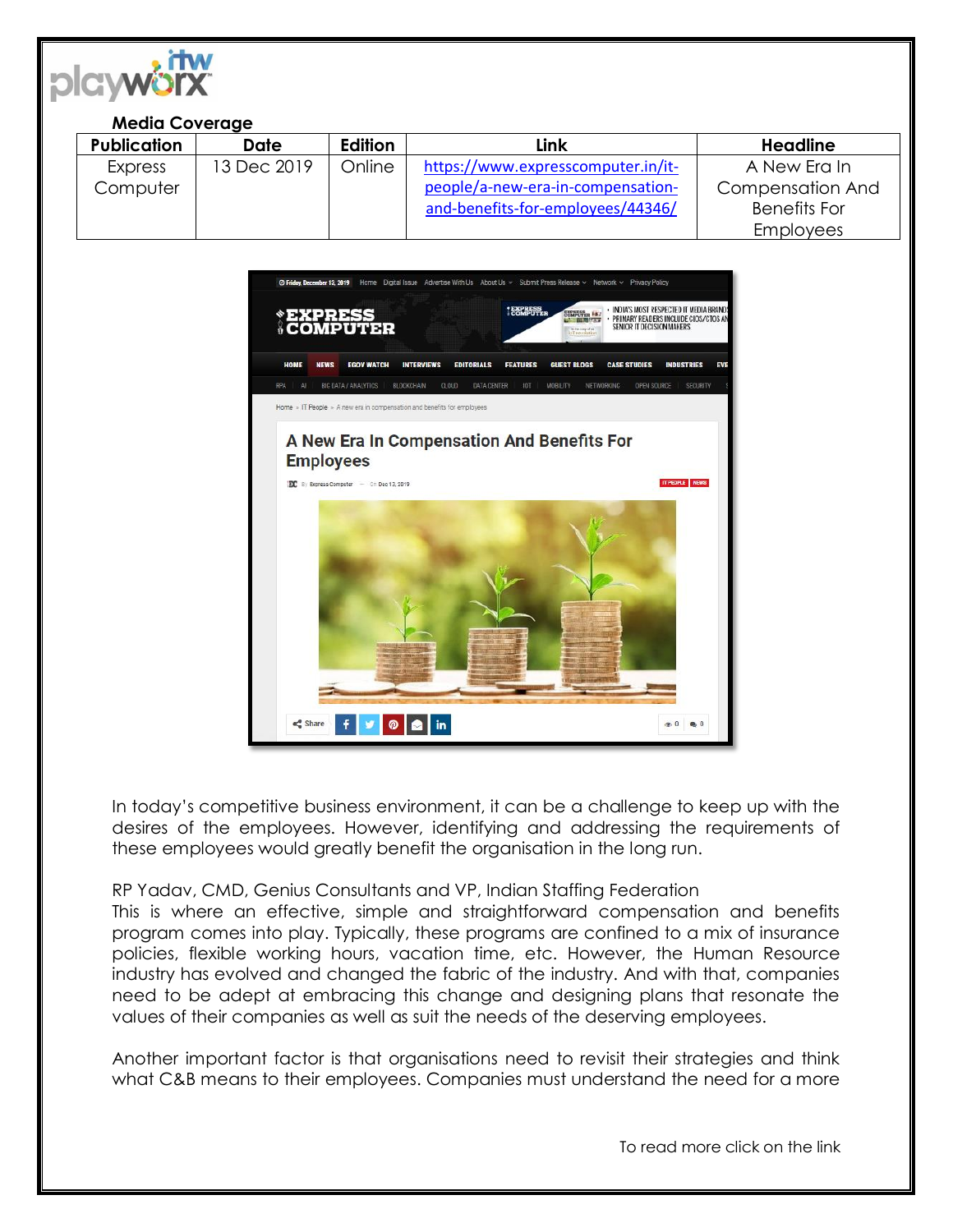**Media Coverage**

| Publication | Date | Edition | Link | Headline |
|---|---|---|---|---|
| Express Computer | 13 Dec 2019 | Online | https://www.expresscomputer.in/it-people/a-new-era-in-compensation-and-benefits-for-employees/44346/ | A New Era In Compensation And Benefits For Employees |

In today's competitive business environment, it can be a challenge to keep up with the desires of the employees. However, identifying and addressing the requirements of these employees would greatly benefit the organisation in the long run.

RP Yadav, CMD, Genius Consultants and VP, Indian Staffing Federation
This is where an effective, simple and straightforward compensation and benefits program comes into play. Typically, these programs are confined to a mix of insurance policies, flexible working hours, vacation time, etc. However, the Human Resource industry has evolved and changed the fabric of the industry. And with that, companies need to be adept at embracing this change and designing plans that resonate the values of their companies as well as suit the needs of the deserving employees.

Another important factor is that organisations need to revisit their strategies and think what C&B means to their employees. Companies must understand the need for a more

To read more click on the link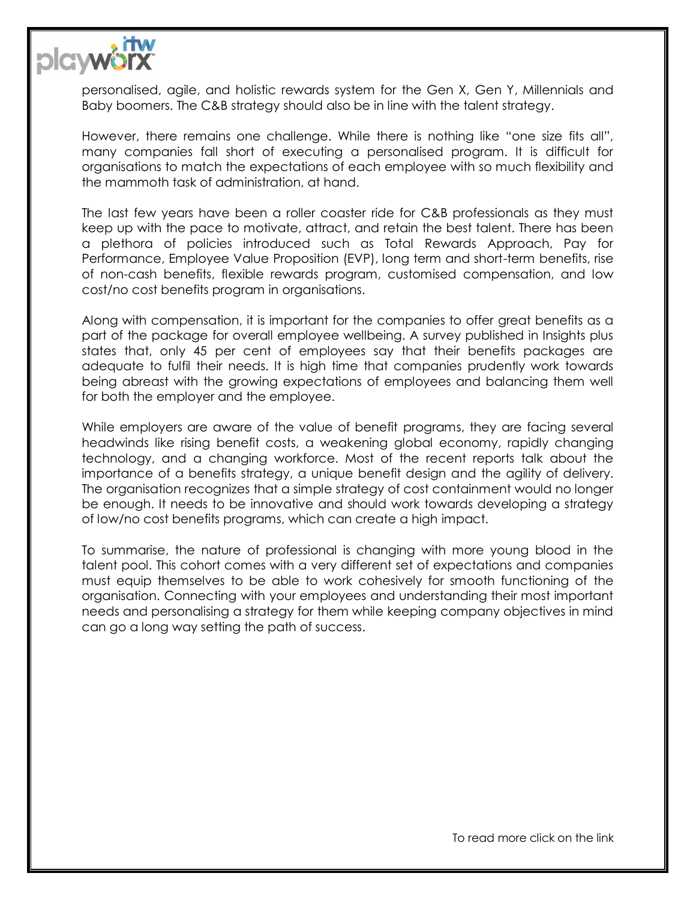personalised, agile, and holistic rewards system for the Gen X, Gen Y, Millennials and Baby boomers. The C&B strategy should also be in line with the talent strategy.

However, there remains one challenge. While there is nothing like "one size fits all", many companies fall short of executing a personalised program. It is difficult for organisations to match the expectations of each employee with so much flexibility and the mammoth task of administration, at hand.

The last few years have been a roller coaster ride for C&B professionals as they must keep up with the pace to motivate, attract, and retain the best talent. There has been a plethora of policies introduced such as Total Rewards Approach, Pay for Performance, Employee Value Proposition (EVP), long term and short-term benefits, rise of non-cash benefits, flexible rewards program, customised compensation, and low cost/no cost benefits program in organisations.

Along with compensation, it is important for the companies to offer great benefits as a part of the package for overall employee wellbeing. A survey published in Insights plus states that, only 45 per cent of employees say that their benefits packages are adequate to fulfil their needs. It is high time that companies prudently work towards being abreast with the growing expectations of employees and balancing them well for both the employer and the employee.

While employers are aware of the value of benefit programs, they are facing several headwinds like rising benefit costs, a weakening global economy, rapidly changing technology, and a changing workforce. Most of the recent reports talk about the importance of a benefits strategy, a unique benefit design and the agility of delivery. The organisation recognizes that a simple strategy of cost containment would no longer be enough. It needs to be innovative and should work towards developing a strategy of low/no cost benefits programs, which can create a high impact.

To summarise, the nature of professional is changing with more young blood in the talent pool. This cohort comes with a very different set of expectations and companies must equip themselves to be able to work cohesively for smooth functioning of the organisation. Connecting with your employees and understanding their most important needs and personalising a strategy for them while keeping company objectives in mind can go a long way setting the path of success.

To read more click on the link